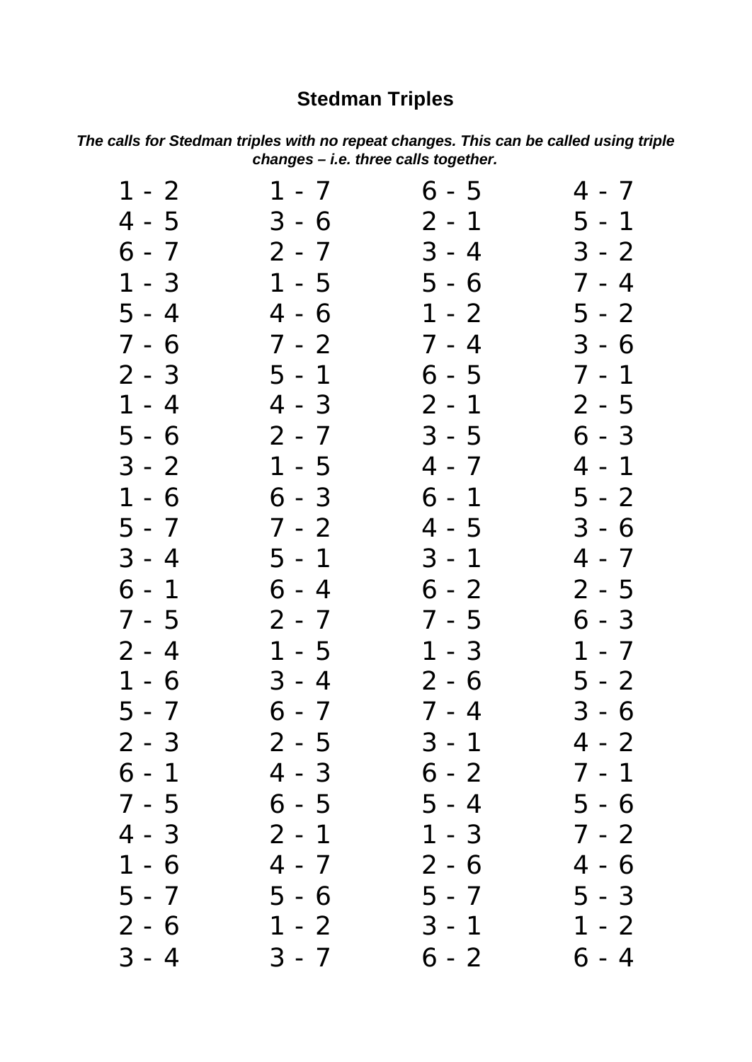# Stedman Triples

***The calls for Stedman triples with no repeat changes. This can be called using triple changes – i.e. three calls together.***

| | | | |
|---|---|---|---|
| 1 - 2 | 1 - 7 | 6 - 5 | 4 - 7 |
| 4 - 5 | 3 - 6 | 2 - 1 | 5 - 1 |
| 6 - 7 | 2 - 7 | 3 - 4 | 3 - 2 |
| 1 - 3 | 1 - 5 | 5 - 6 | 7 - 4 |
| 5 - 4 | 4 - 6 | 1 - 2 | 5 - 2 |
| 7 - 6 | 7 - 2 | 7 - 4 | 3 - 6 |
| 2 - 3 | 5 - 1 | 6 - 5 | 7 - 1 |
| 1 - 4 | 4 - 3 | 2 - 1 | 2 - 5 |
| 5 - 6 | 2 - 7 | 3 - 5 | 6 - 3 |
| 3 - 2 | 1 - 5 | 4 - 7 | 4 - 1 |
| 1 - 6 | 6 - 3 | 6 - 1 | 5 - 2 |
| 5 - 7 | 7 - 2 | 4 - 5 | 3 - 6 |
| 3 - 4 | 5 - 1 | 3 - 1 | 4 - 7 |
| 6 - 1 | 6 - 4 | 6 - 2 | 2 - 5 |
| 7 - 5 | 2 - 7 | 7 - 5 | 6 - 3 |
| 2 - 4 | 1 - 5 | 1 - 3 | 1 - 7 |
| 1 - 6 | 3 - 4 | 2 - 6 | 5 - 2 |
| 5 - 7 | 6 - 7 | 7 - 4 | 3 - 6 |
| 2 - 3 | 2 - 5 | 3 - 1 | 4 - 2 |
| 6 - 1 | 4 - 3 | 6 - 2 | 7 - 1 |
| 7 - 5 | 6 - 5 | 5 - 4 | 5 - 6 |
| 4 - 3 | 2 - 1 | 1 - 3 | 7 - 2 |
| 1 - 6 | 4 - 7 | 2 - 6 | 4 - 6 |
| 5 - 7 | 5 - 6 | 5 - 7 | 5 - 3 |
| 2 - 6 | 1 - 2 | 3 - 1 | 1 - 2 |
| 3 - 4 | 3 - 7 | 6 - 2 | 6 - 4 |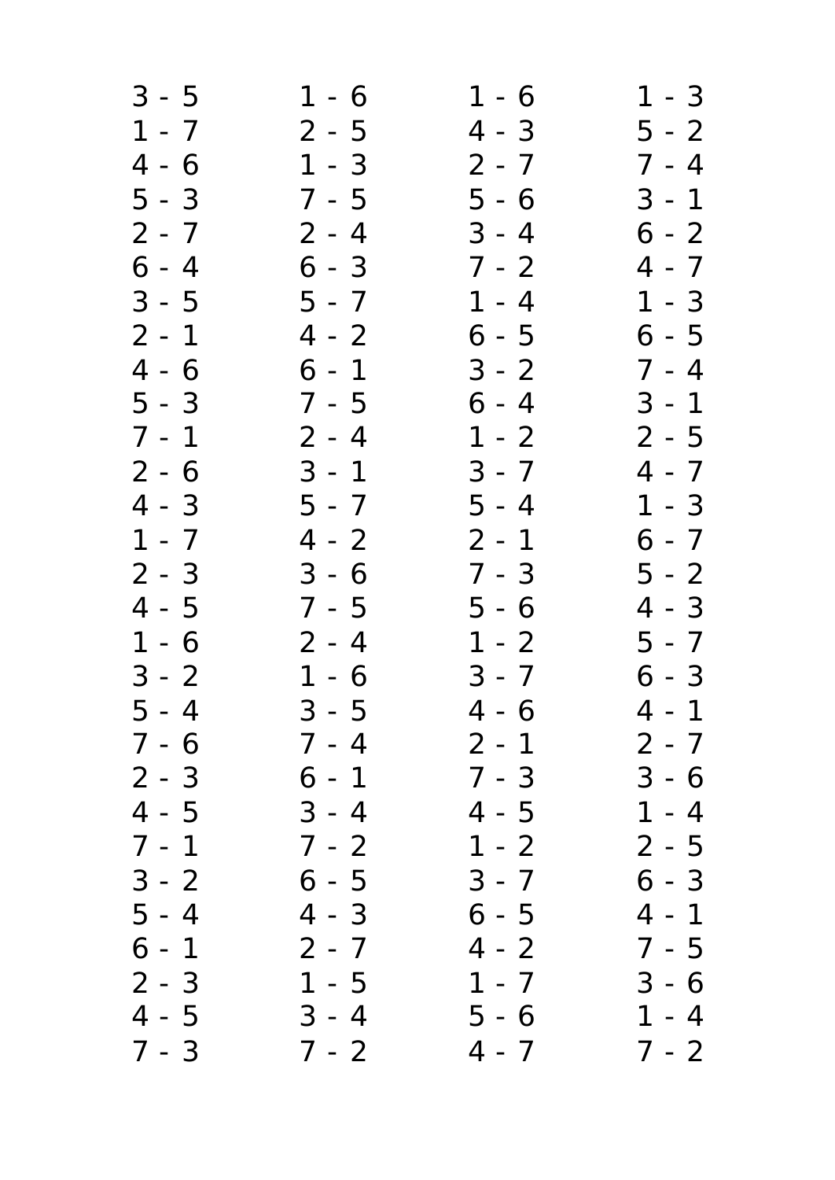| | | | |
|---|---|---|---|
| 3 - 5 | 1 - 6 | 1 - 6 | 1 - 3 |
| 1 - 7 | 2 - 5 | 4 - 3 | 5 - 2 |
| 4 - 6 | 1 - 3 | 2 - 7 | 7 - 4 |
| 5 - 3 | 7 - 5 | 5 - 6 | 3 - 1 |
| 2 - 7 | 2 - 4 | 3 - 4 | 6 - 2 |
| 6 - 4 | 6 - 3 | 7 - 2 | 4 - 7 |
| 3 - 5 | 5 - 7 | 1 - 4 | 1 - 3 |
| 2 - 1 | 4 - 2 | 6 - 5 | 6 - 5 |
| 4 - 6 | 6 - 1 | 3 - 2 | 7 - 4 |
| 5 - 3 | 7 - 5 | 6 - 4 | 3 - 1 |
| 7 - 1 | 2 - 4 | 1 - 2 | 2 - 5 |
| 2 - 6 | 3 - 1 | 3 - 7 | 4 - 7 |
| 4 - 3 | 5 - 7 | 5 - 4 | 1 - 3 |
| 1 - 7 | 4 - 2 | 2 - 1 | 6 - 7 |
| 2 - 3 | 3 - 6 | 7 - 3 | 5 - 2 |
| 4 - 5 | 7 - 5 | 5 - 6 | 4 - 3 |
| 1 - 6 | 2 - 4 | 1 - 2 | 5 - 7 |
| 3 - 2 | 1 - 6 | 3 - 7 | 6 - 3 |
| 5 - 4 | 3 - 5 | 4 - 6 | 4 - 1 |
| 7 - 6 | 7 - 4 | 2 - 1 | 2 - 7 |
| 2 - 3 | 6 - 1 | 7 - 3 | 3 - 6 |
| 4 - 5 | 3 - 4 | 4 - 5 | 1 - 4 |
| 7 - 1 | 7 - 2 | 1 - 2 | 2 - 5 |
| 3 - 2 | 6 - 5 | 3 - 7 | 6 - 3 |
| 5 - 4 | 4 - 3 | 6 - 5 | 4 - 1 |
| 6 - 1 | 2 - 7 | 4 - 2 | 7 - 5 |
| 2 - 3 | 1 - 5 | 1 - 7 | 3 - 6 |
| 4 - 5 | 3 - 4 | 5 - 6 | 1 - 4 |
| 7 - 3 | 7 - 2 | 4 - 7 | 7 - 2 |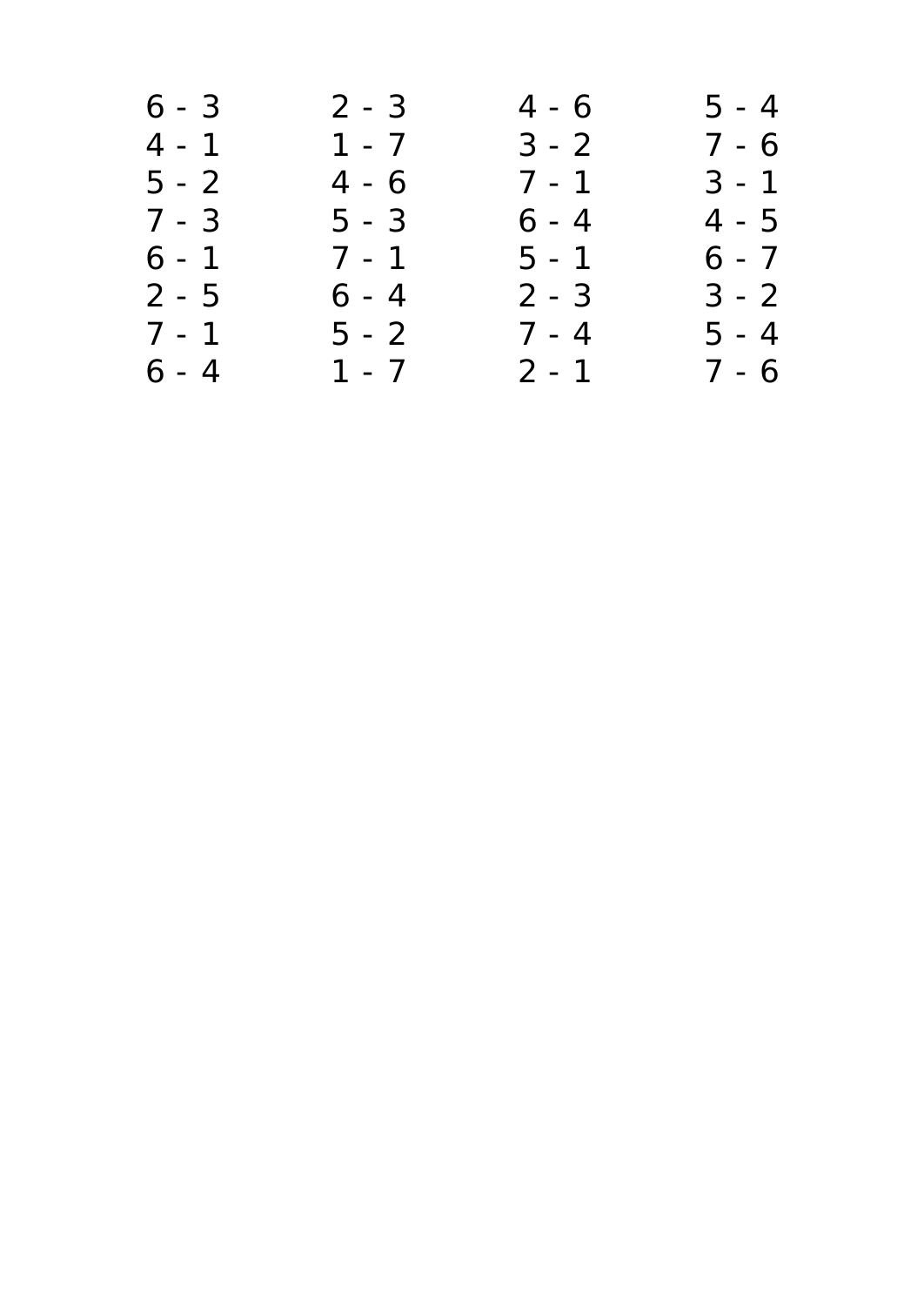| | | | |
|---|---|---|---|
| 6 - 3 | 2 - 3 | 4 - 6 | 5 - 4 |
| 4 - 1 | 1 - 7 | 3 - 2 | 7 - 6 |
| 5 - 2 | 4 - 6 | 7 - 1 | 3 - 1 |
| 7 - 3 | 5 - 3 | 6 - 4 | 4 - 5 |
| 6 - 1 | 7 - 1 | 5 - 1 | 6 - 7 |
| 2 - 5 | 6 - 4 | 2 - 3 | 3 - 2 |
| 7 - 1 | 5 - 2 | 7 - 4 | 5 - 4 |
| 6 - 4 | 1 - 7 | 2 - 1 | 7 - 6 |